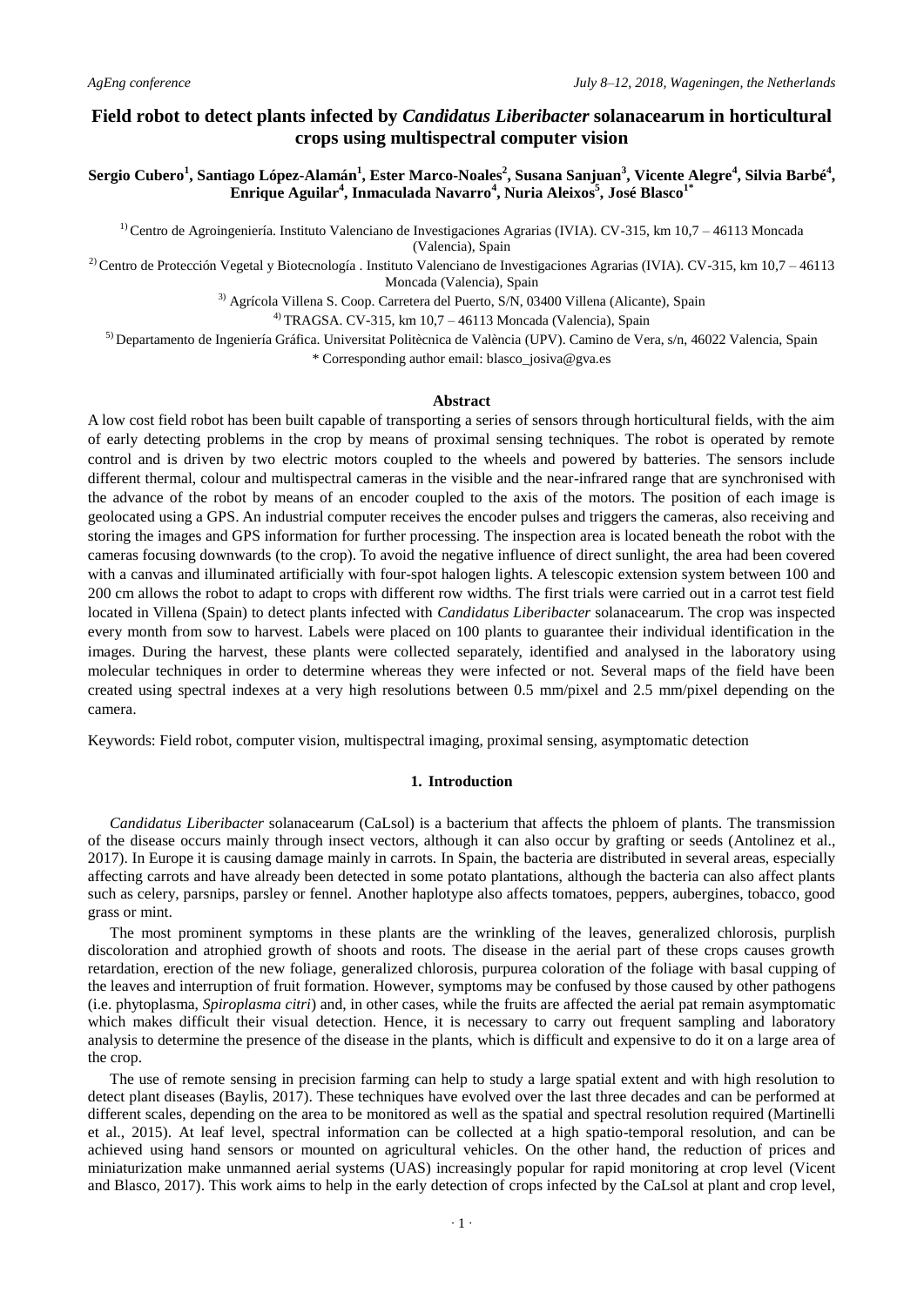# Field robot to detect plants infected by *Candidatus Liberibacter* solanacearum in horticultural crops using multispectral computer vision

**Sergio Cubero[1], Santiago López-Alamán[1], Ester Marco-Noales[2], Susana Sanjuan[3], Vicente Alegre[4], Silvia Barbé[4], Enrique Aguilar[4], Inmaculada Navarro[4], Nuria Aleixos[5], José Blasco[1*]**

[1] Centro de Agroingeniería. Instituto Valenciano de Investigaciones Agrarias (IVIA). CV-315, km 10,7 – 46113 Moncada (Valencia), Spain

[2] Centro de Protección Vegetal y Biotecnología . Instituto Valenciano de Investigaciones Agrarias (IVIA). CV-315, km 10,7 – 46113 Moncada (Valencia), Spain

[3] Agrícola Villena S. Coop. Carretera del Puerto, S/N, 03400 Villena (Alicante), Spain

[4] TRAGSA. CV-315, km 10,7 – 46113 Moncada (Valencia), Spain

[5] Departamento de Ingeniería Gráfica. Universitat Politècnica de València (UPV). Camino de Vera, s/n, 46022 Valencia, Spain

* Corresponding author email: blasco_josiva@gva.es

## Abstract

A low cost field robot has been built capable of transporting a series of sensors through horticultural fields, with the aim of early detecting problems in the crop by means of proximal sensing techniques. The robot is operated by remote control and is driven by two electric motors coupled to the wheels and powered by batteries. The sensors include different thermal, colour and multispectral cameras in the visible and the near-infrared range that are synchronised with the advance of the robot by means of an encoder coupled to the axis of the motors. The position of each image is geolocated using a GPS. An industrial computer receives the encoder pulses and triggers the cameras, also receiving and storing the images and GPS information for further processing. The inspection area is located beneath the robot with the cameras focusing downwards (to the crop). To avoid the negative influence of direct sunlight, the area had been covered with a canvas and illuminated artificially with four-spot halogen lights. A telescopic extension system between 100 and 200 cm allows the robot to adapt to crops with different row widths. The first trials were carried out in a carrot test field located in Villena (Spain) to detect plants infected with *Candidatus Liberibacter* solanacearum. The crop was inspected every month from sow to harvest. Labels were placed on 100 plants to guarantee their individual identification in the images. During the harvest, these plants were collected separately, identified and analysed in the laboratory using molecular techniques in order to determine whereas they were infected or not. Several maps of the field have been created using spectral indexes at a very high resolutions between 0.5 mm/pixel and 2.5 mm/pixel depending on the camera.

Keywords: Field robot, computer vision, multispectral imaging, proximal sensing, asymptomatic detection

## 1. Introduction

*Candidatus Liberibacter* solanacearum (CaLsol) is a bacterium that affects the phloem of plants. The transmission of the disease occurs mainly through insect vectors, although it can also occur by grafting or seeds (Antolinez et al., 2017). In Europe it is causing damage mainly in carrots. In Spain, the bacteria are distributed in several areas, especially affecting carrots and have already been detected in some potato plantations, although the bacteria can also affect plants such as celery, parsnips, parsley or fennel. Another haplotype also affects tomatoes, peppers, aubergines, tobacco, good grass or mint.

The most prominent symptoms in these plants are the wrinkling of the leaves, generalized chlorosis, purplish discoloration and atrophied growth of shoots and roots. The disease in the aerial part of these crops causes growth retardation, erection of the new foliage, generalized chlorosis, purpurea coloration of the foliage with basal cupping of the leaves and interruption of fruit formation. However, symptoms may be confused by those caused by other pathogens (i.e. phytoplasma, *Spiroplasma citri*) and, in other cases, while the fruits are affected the aerial pat remain asymptomatic which makes difficult their visual detection. Hence, it is necessary to carry out frequent sampling and laboratory analysis to determine the presence of the disease in the plants, which is difficult and expensive to do it on a large area of the crop.

The use of remote sensing in precision farming can help to study a large spatial extent and with high resolution to detect plant diseases (Baylis, 2017). These techniques have evolved over the last three decades and can be performed at different scales, depending on the area to be monitored as well as the spatial and spectral resolution required (Martinelli et al., 2015). At leaf level, spectral information can be collected at a high spatio-temporal resolution, and can be achieved using hand sensors or mounted on agricultural vehicles. On the other hand, the reduction of prices and miniaturization make unmanned aerial systems (UAS) increasingly popular for rapid monitoring at crop level (Vicent and Blasco, 2017). This work aims to help in the early detection of crops infected by the CaLsol at plant and crop level,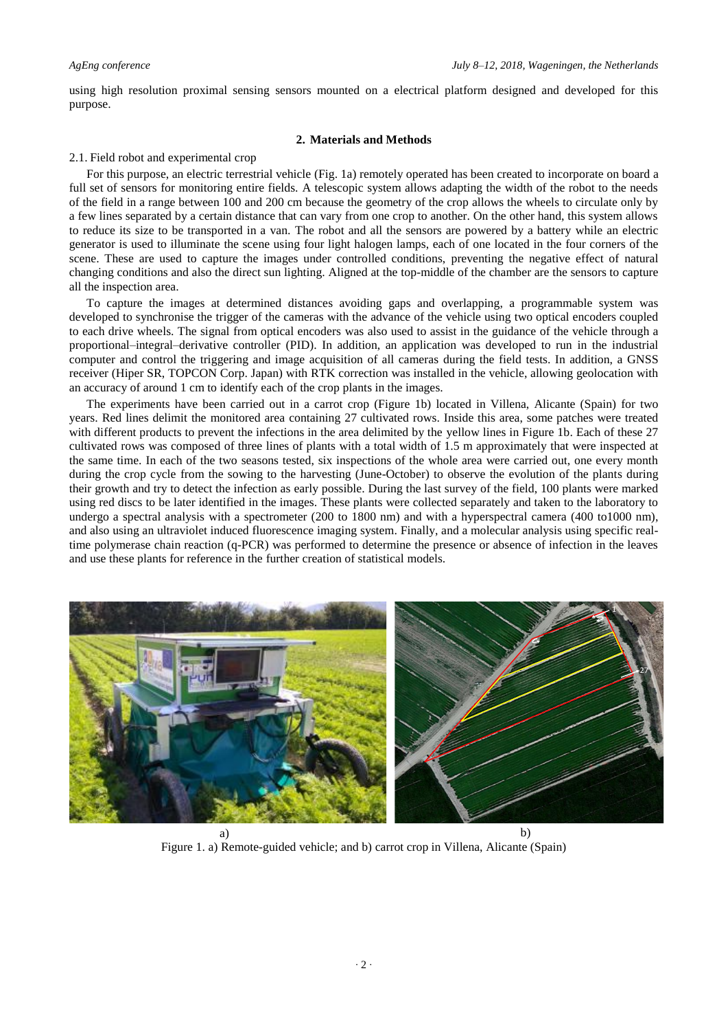using high resolution proximal sensing sensors mounted on a electrical platform designed and developed for this purpose.

## 2. Materials and Methods

### 2.1. Field robot and experimental crop

For this purpose, an electric terrestrial vehicle (Fig. 1a) remotely operated has been created to incorporate on board a full set of sensors for monitoring entire fields. A telescopic system allows adapting the width of the robot to the needs of the field in a range between 100 and 200 cm because the geometry of the crop allows the wheels to circulate only by a few lines separated by a certain distance that can vary from one crop to another. On the other hand, this system allows to reduce its size to be transported in a van. The robot and all the sensors are powered by a battery while an electric generator is used to illuminate the scene using four light halogen lamps, each of one located in the four corners of the scene. These are used to capture the images under controlled conditions, preventing the negative effect of natural changing conditions and also the direct sun lighting. Aligned at the top-middle of the chamber are the sensors to capture all the inspection area.

To capture the images at determined distances avoiding gaps and overlapping, a programmable system was developed to synchronise the trigger of the cameras with the advance of the vehicle using two optical encoders coupled to each drive wheels. The signal from optical encoders was also used to assist in the guidance of the vehicle through a proportional–integral–derivative controller (PID). In addition, an application was developed to run in the industrial computer and control the triggering and image acquisition of all cameras during the field tests. In addition, a GNSS receiver (Hiper SR, TOPCON Corp. Japan) with RTK correction was installed in the vehicle, allowing geolocation with an accuracy of around 1 cm to identify each of the crop plants in the images.

The experiments have been carried out in a carrot crop (Figure 1b) located in Villena, Alicante (Spain) for two years. Red lines delimit the monitored area containing 27 cultivated rows. Inside this area, some patches were treated with different products to prevent the infections in the area delimited by the yellow lines in Figure 1b. Each of these 27 cultivated rows was composed of three lines of plants with a total width of 1.5 m approximately that were inspected at the same time. In each of the two seasons tested, six inspections of the whole area were carried out, one every month during the crop cycle from the sowing to the harvesting (June-October) to observe the evolution of the plants during their growth and try to detect the infection as early possible. During the last survey of the field, 100 plants were marked using red discs to be later identified in the images. These plants were collected separately and taken to the laboratory to undergo a spectral analysis with a spectrometer (200 to 1800 nm) and with a hyperspectral camera (400 to1000 nm), and also using an ultraviolet induced fluorescence imaging system. Finally, and a molecular analysis using specific real-time polymerase chain reaction (q-PCR) was performed to determine the presence or absence of infection in the leaves and use these plants for reference in the further creation of statistical models.

a) b)

Figure 1. a) Remote-guided vehicle; and b) carrot crop in Villena, Alicante (Spain)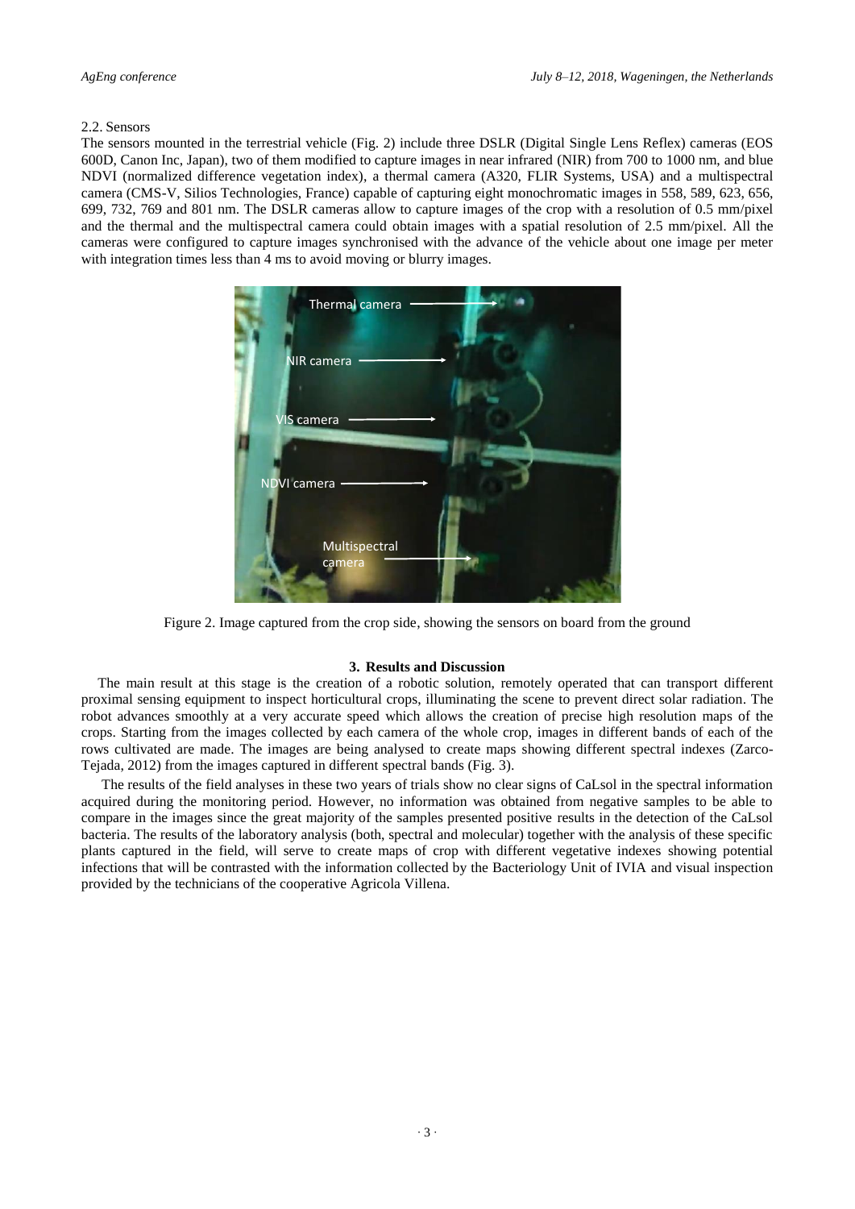2.2. Sensors

The sensors mounted in the terrestrial vehicle (Fig. 2) include three DSLR (Digital Single Lens Reflex) cameras (EOS 600D, Canon Inc, Japan), two of them modified to capture images in near infrared (NIR) from 700 to 1000 nm, and blue NDVI (normalized difference vegetation index), a thermal camera (A320, FLIR Systems, USA) and a multispectral camera (CMS-V, Silios Technologies, France) capable of capturing eight monochromatic images in 558, 589, 623, 656, 699, 732, 769 and 801 nm. The DSLR cameras allow to capture images of the crop with a resolution of 0.5 mm/pixel and the thermal and the multispectral camera could obtain images with a spatial resolution of 2.5 mm/pixel. All the cameras were configured to capture images synchronised with the advance of the vehicle about one image per meter with integration times less than 4 ms to avoid moving or blurry images.

Figure 2. Image captured from the crop side, showing the sensors on board from the ground

## 3. Results and Discussion

The main result at this stage is the creation of a robotic solution, remotely operated that can transport different proximal sensing equipment to inspect horticultural crops, illuminating the scene to prevent direct solar radiation. The robot advances smoothly at a very accurate speed which allows the creation of precise high resolution maps of the crops. Starting from the images collected by each camera of the whole crop, images in different bands of each of the rows cultivated are made. The images are being analysed to create maps showing different spectral indexes (Zarco-Tejada, 2012) from the images captured in different spectral bands (Fig. 3).

The results of the field analyses in these two years of trials show no clear signs of CaLsol in the spectral information acquired during the monitoring period. However, no information was obtained from negative samples to be able to compare in the images since the great majority of the samples presented positive results in the detection of the CaLsol bacteria. The results of the laboratory analysis (both, spectral and molecular) together with the analysis of these specific plants captured in the field, will serve to create maps of crop with different vegetative indexes showing potential infections that will be contrasted with the information collected by the Bacteriology Unit of IVIA and visual inspection provided by the technicians of the cooperative Agricola Villena.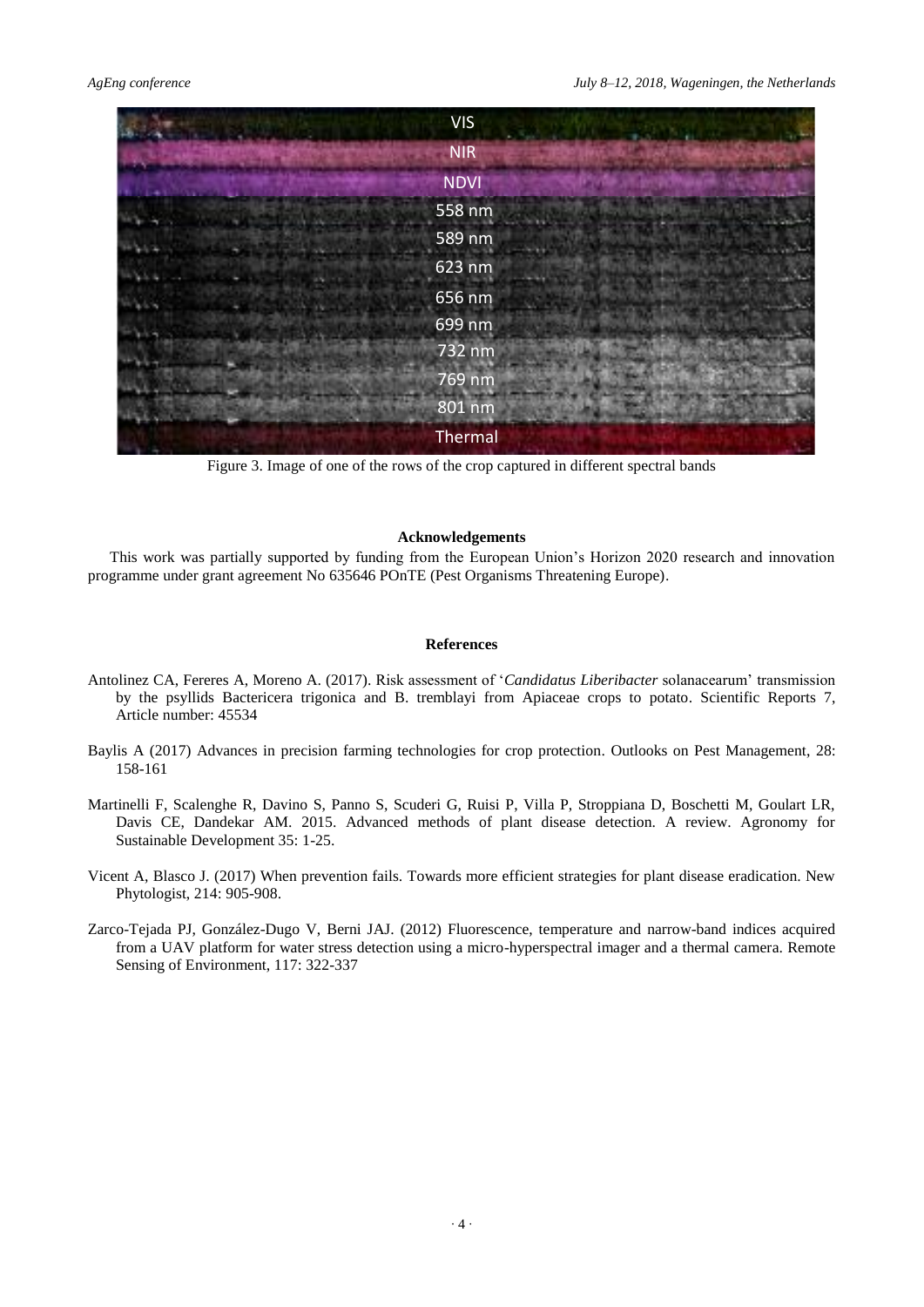VIS

NIR

NDVI

558 nm

589 nm

623 nm

656 nm

699 nm

732 nm

769 nm

801 nm

Thermal

Figure 3. Image of one of the rows of the crop captured in different spectral bands

**Acknowledgements**

This work was partially supported by funding from the European Union's Horizon 2020 research and innovation programme under grant agreement No 635646 POnTE (Pest Organisms Threatening Europe).

**References**

Antolinez CA, Fereres A, Moreno A. (2017). Risk assessment of '*Candidatus Liberibacter* solanacearum' transmission by the psyllids Bactericera trigonica and B. tremblayi from Apiaceae crops to potato. Scientific Reports 7, Article number: 45534

Baylis A (2017) Advances in precision farming technologies for crop protection. Outlooks on Pest Management, 28: 158-161

Martinelli F, Scalenghe R, Davino S, Panno S, Scuderi G, Ruisi P, Villa P, Stroppiana D, Boschetti M, Goulart LR, Davis CE, Dandekar AM. 2015. Advanced methods of plant disease detection. A review. Agronomy for Sustainable Development 35: 1-25.

Vicent A, Blasco J. (2017) When prevention fails. Towards more efficient strategies for plant disease eradication. New Phytologist, 214: 905-908.

Zarco-Tejada PJ, González-Dugo V, Berni JAJ. (2012) Fluorescence, temperature and narrow-band indices acquired from a UAV platform for water stress detection using a micro-hyperspectral imager and a thermal camera. Remote Sensing of Environment, 117: 322-337